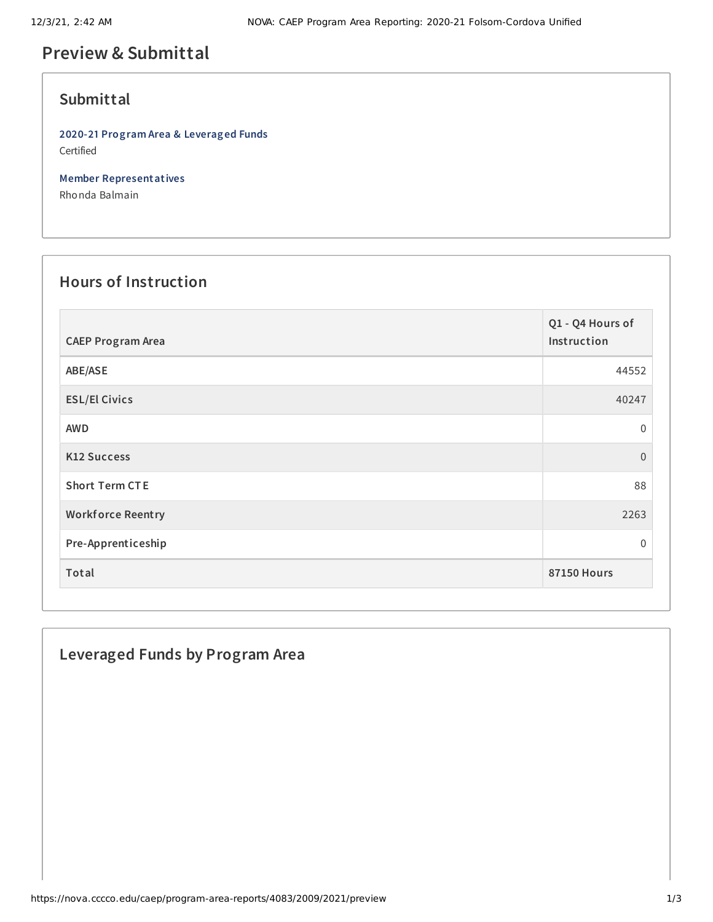# Preview & Submittal

## Submittal

**2020-21 Program Area & Leveraged Funds**
Certified

**Member Representatives**
Rhonda Balmain

## Hours of Instruction

| CAEP Program Area | Q1 - Q4 Hours of Instruction |
| --- | --- |
| ABE/ASE | 44552 |
| ESL/El Civics | 40247 |
| AWD | 0 |
| K12 Success | 0 |
| Short Term CTE | 88 |
| Workforce Reentry | 2263 |
| Pre-Apprenticeship | 0 |
| **Total** | **87150 Hours** |

## Leveraged Funds by Program Area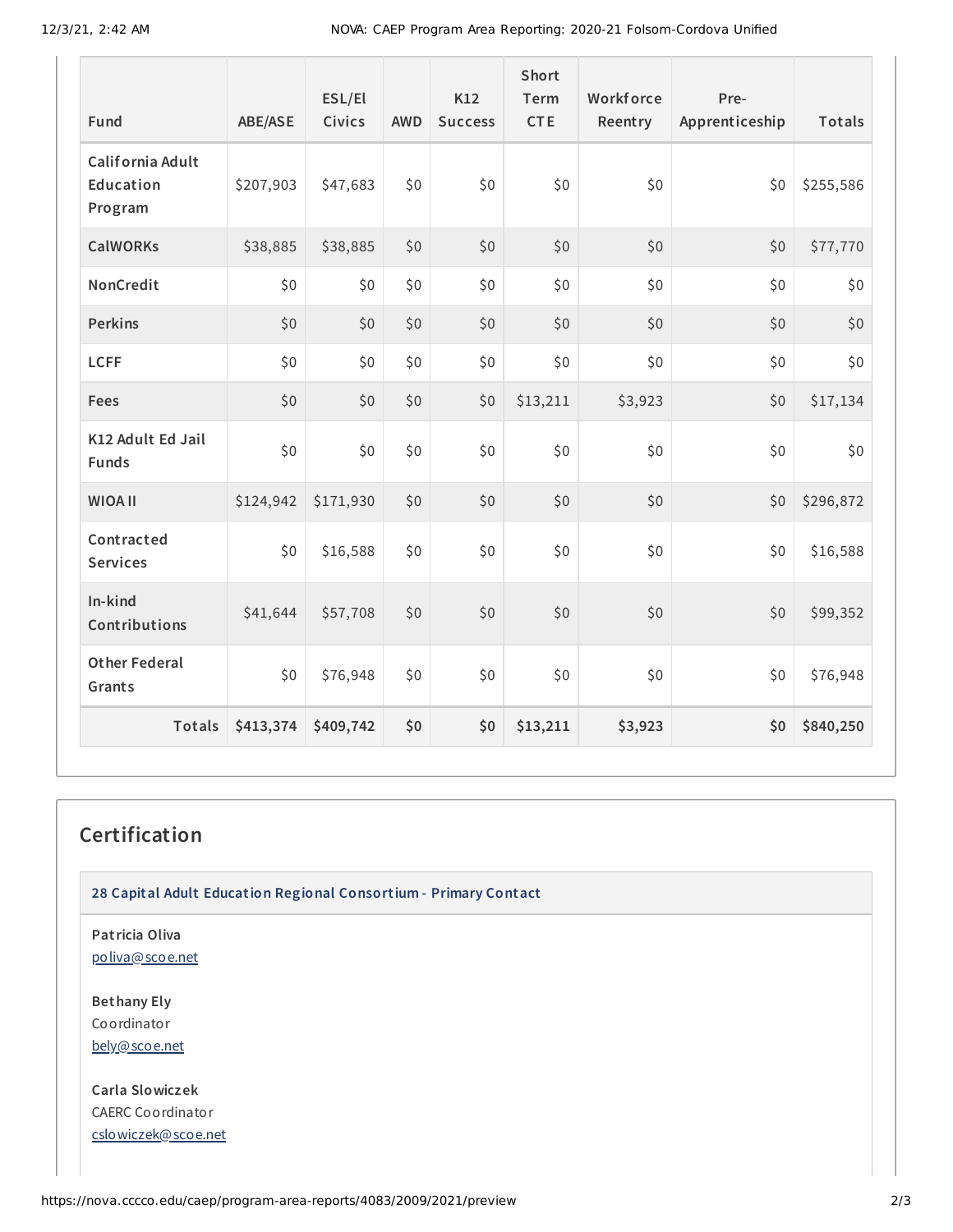| Fund | ABE/ASE | ESL/El Civics | AWD | K12 Success | Short Term CTE | Workforce Reentry | Pre-Apprenticeship | Totals |
|---|---|---|---|---|---|---|---|---|
| California Adult Education Program | $207,903 | $47,683 | $0 | $0 | $0 | $0 | $0 | $255,586 |
| CalWORKs | $38,885 | $38,885 | $0 | $0 | $0 | $0 | $0 | $77,770 |
| NonCredit | $0 | $0 | $0 | $0 | $0 | $0 | $0 | $0 |
| Perkins | $0 | $0 | $0 | $0 | $0 | $0 | $0 | $0 |
| LCFF | $0 | $0 | $0 | $0 | $0 | $0 | $0 | $0 |
| Fees | $0 | $0 | $0 | $0 | $13,211 | $3,923 | $0 | $17,134 |
| K12 Adult Ed Jail Funds | $0 | $0 | $0 | $0 | $0 | $0 | $0 | $0 |
| WIOA II | $124,942 | $171,930 | $0 | $0 | $0 | $0 | $0 | $296,872 |
| Contracted Services | $0 | $16,588 | $0 | $0 | $0 | $0 | $0 | $16,588 |
| In-kind Contributions | $41,644 | $57,708 | $0 | $0 | $0 | $0 | $0 | $99,352 |
| Other Federal Grants | $0 | $76,948 | $0 | $0 | $0 | $0 | $0 | $76,948 |
| **Totals** | **$413,374** | **$409,742** | **$0** | **$0** | **$13,211** | **$3,923** | **$0** | **$840,250** |

## Certification

**28 Capital Adult Education Regional Consortium - Primary Contact**

**Patricia Oliva**
poliva@scoe.net

**Bethany Ely**
Coordinator
bely@scoe.net

**Carla Slowiczek**
CAERC Coordinator
cslowiczek@scoe.net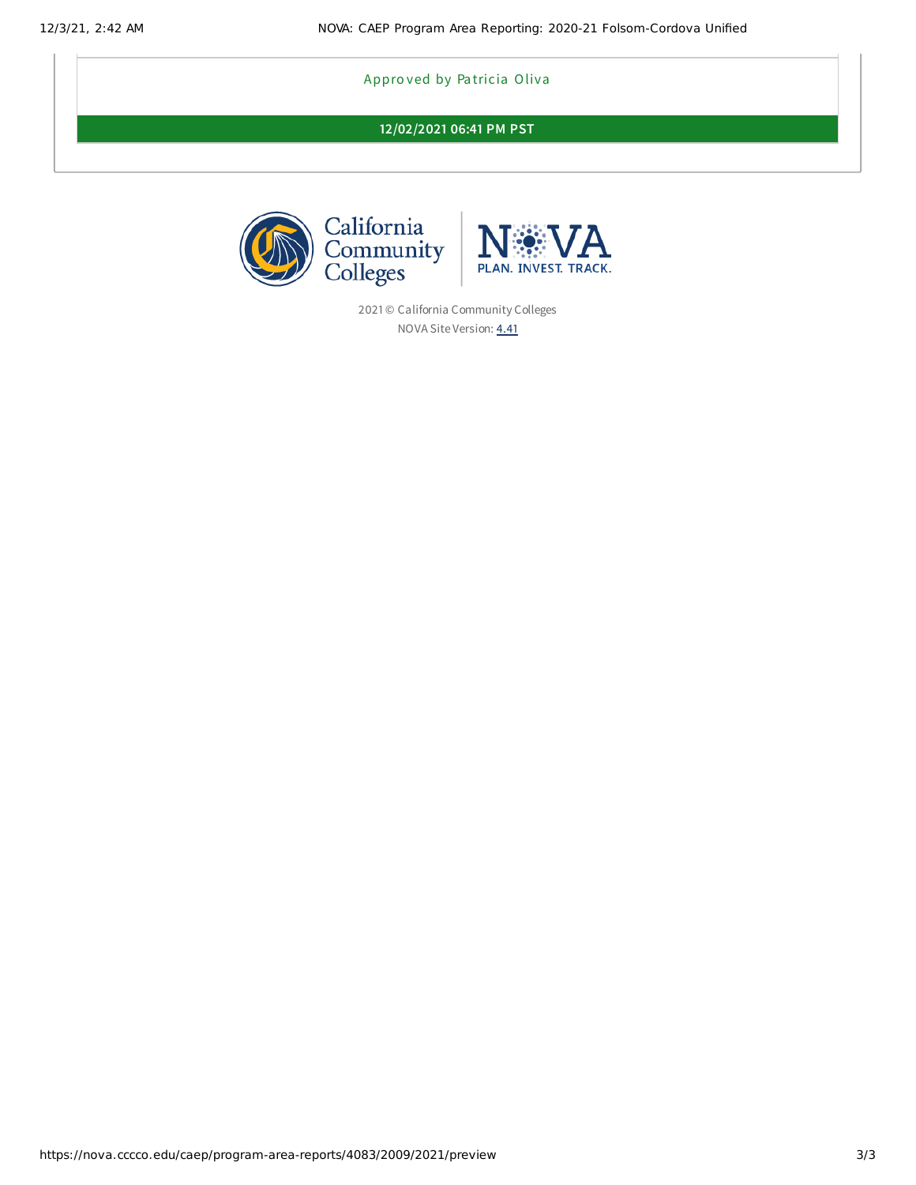Approved by Patricia Oliva

**12/02/2021 06:41 PM PST**

2021 © California Community Colleges

NOVA Site Version: 4.41